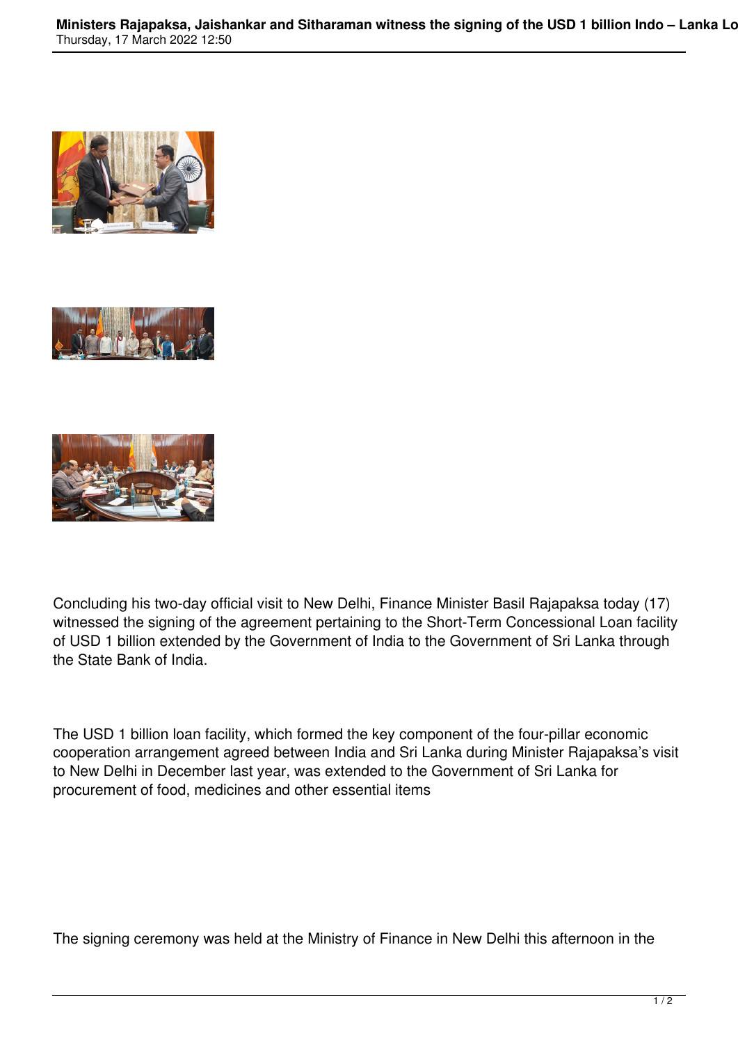Concluding his two-day official visit to New Delhi, Finance Minister Basil Rajapaksa today (17) witnessed the signing of the agreement pertaining to the Short-Term Concessional Loan facility of USD 1 billion extended by the Government of India to the Government of Sri Lanka through the State Bank of India.

The USD 1 billion loan facility, which formed the key component of the four-pillar economic cooperation arrangement agreed between India and Sri Lanka during Minister Rajapaksa's visit to New Delhi in December last year, was extended to the Government of Sri Lanka for procurement of food, medicines and other essential items

The signing ceremony was held at the Ministry of Finance in New Delhi this afternoon in the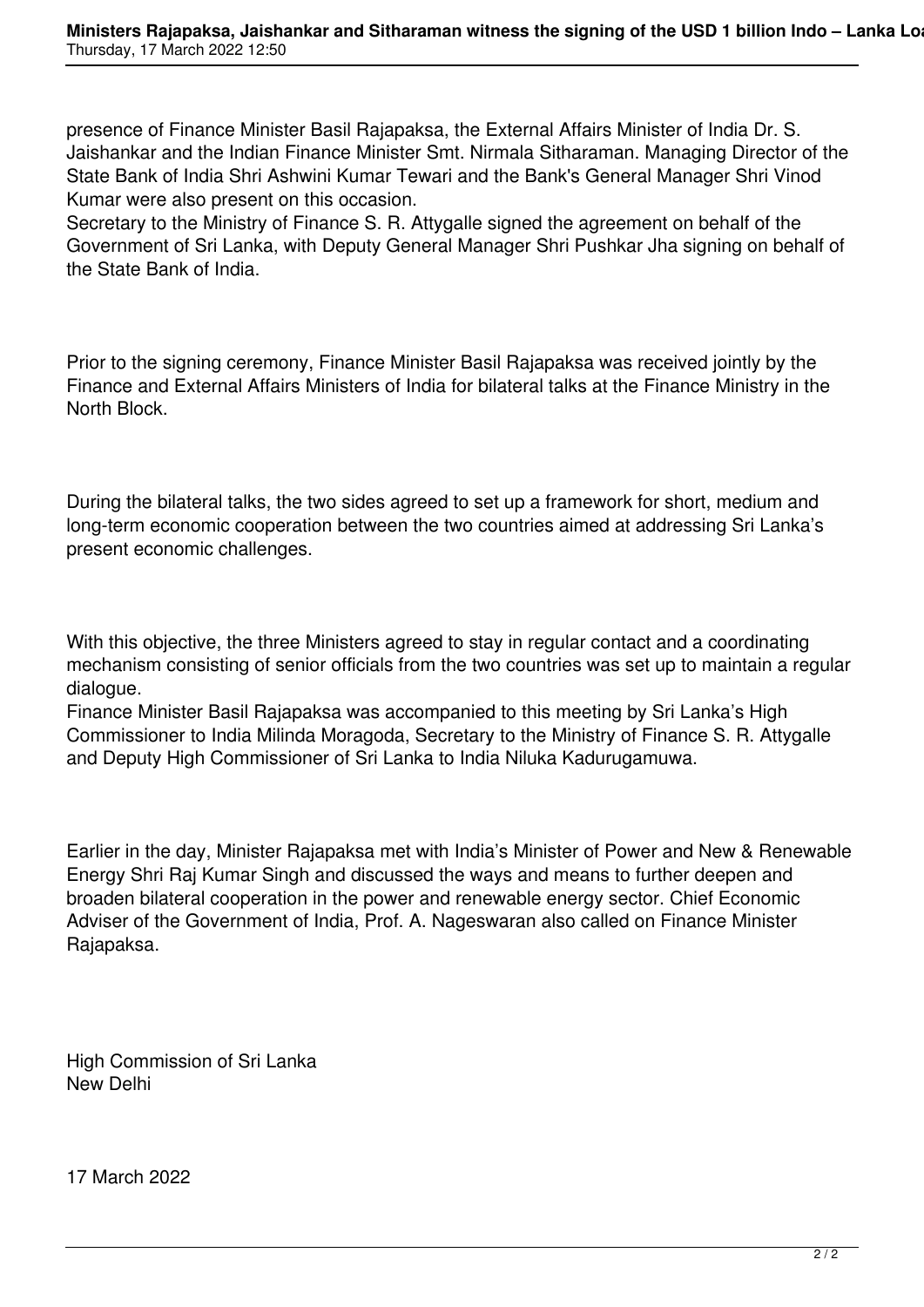presence of Finance Minister Basil Rajapaksa, the External Affairs Minister of India Dr. S. Jaishankar and the Indian Finance Minister Smt. Nirmala Sitharaman. Managing Director of the State Bank of India Shri Ashwini Kumar Tewari and the Bank's General Manager Shri Vinod Kumar were also present on this occasion.
Secretary to the Ministry of Finance S. R. Attygalle signed the agreement on behalf of the Government of Sri Lanka, with Deputy General Manager Shri Pushkar Jha signing on behalf of the State Bank of India.

Prior to the signing ceremony, Finance Minister Basil Rajapaksa was received jointly by the Finance and External Affairs Ministers of India for bilateral talks at the Finance Ministry in the North Block.

During the bilateral talks, the two sides agreed to set up a framework for short, medium and long-term economic cooperation between the two countries aimed at addressing Sri Lanka's present economic challenges.

With this objective, the three Ministers agreed to stay in regular contact and a coordinating mechanism consisting of senior officials from the two countries was set up to maintain a regular dialogue.
Finance Minister Basil Rajapaksa was accompanied to this meeting by Sri Lanka's High Commissioner to India Milinda Moragoda, Secretary to the Ministry of Finance S. R. Attygalle and Deputy High Commissioner of Sri Lanka to India Niluka Kadurugamuwa.

Earlier in the day, Minister Rajapaksa met with India's Minister of Power and New & Renewable Energy Shri Raj Kumar Singh and discussed the ways and means to further deepen and broaden bilateral cooperation in the power and renewable energy sector. Chief Economic Adviser of the Government of India, Prof. A. Nageswaran also called on Finance Minister Rajapaksa.

High Commission of Sri Lanka
New Delhi

17 March 2022